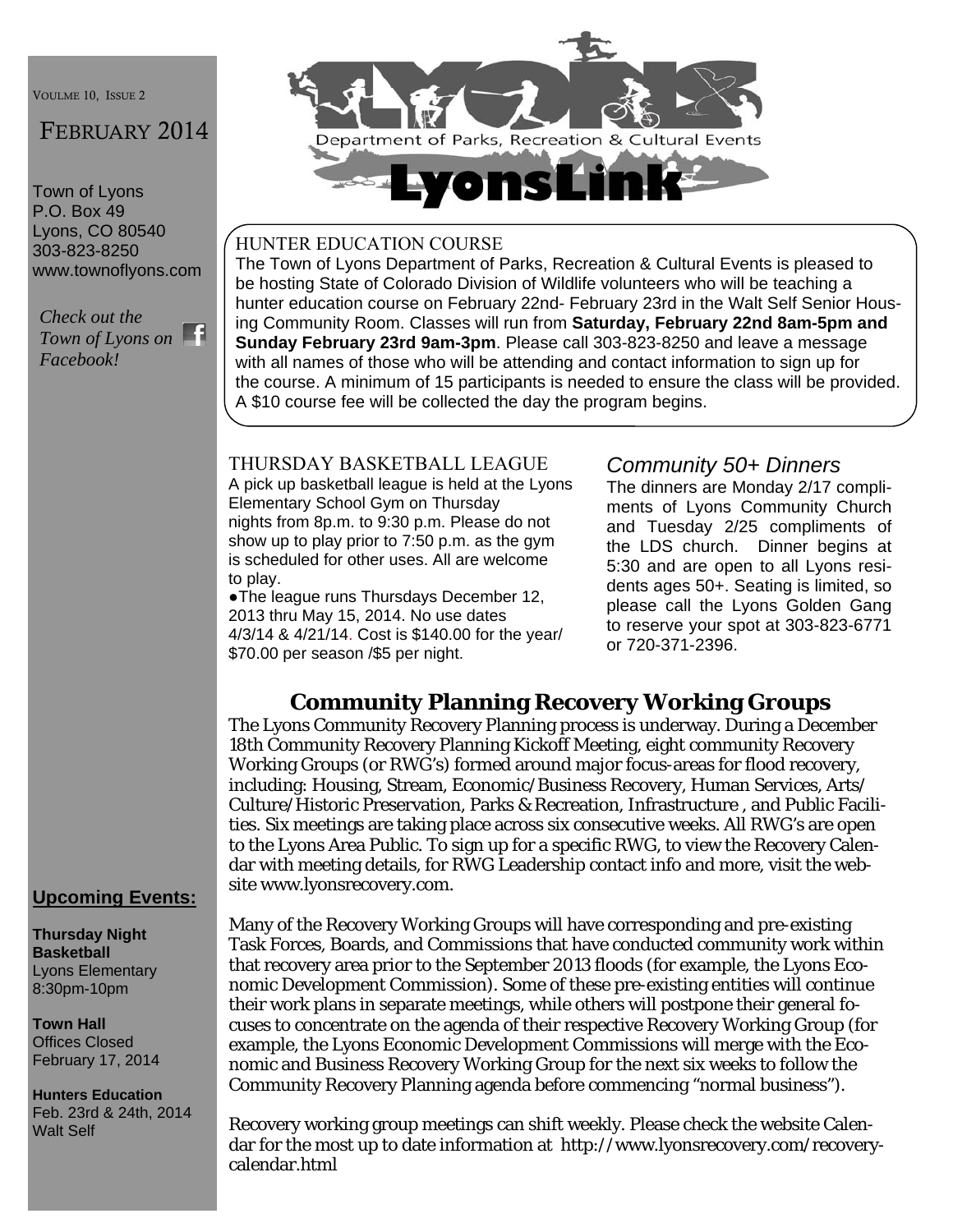VOULME 10, ISSUE 2

FEBRUARY 2014

Town of Lyons
P.O. Box 49
Lyons, CO 80540
303-823-8250
www.townoflyons.com

*Check out the Town of Lyons on Facebook!*

# LyonsLink

Department of Parks, Recreation & Cultural Events

## HUNTER EDUCATION COURSE

The Town of Lyons Department of Parks, Recreation & Cultural Events is pleased to be hosting State of Colorado Division of Wildlife volunteers who will be teaching a hunter education course on February 22nd- February 23rd in the Walt Self Senior Housing Community Room. Classes will run from **Saturday, February 22nd 8am-5pm and Sunday February 23rd 9am-3pm**. Please call 303-823-8250 and leave a message with all names of those who will be attending and contact information to sign up for the course. A minimum of 15 participants is needed to ensure the class will be provided. A $10 course fee will be collected the day the program begins.

## THURSDAY BASKETBALL LEAGUE

A pick up basketball league is held at the Lyons Elementary School Gym on Thursday nights from 8p.m. to 9:30 p.m. Please do not show up to play prior to 7:50 p.m. as the gym is scheduled for other uses. All are welcome to play.

- The league runs Thursdays December 12, 2013 thru May 15, 2014. No use dates 4/3/14 & 4/21/14. Cost is $140.00 for the year/ $70.00 per season /$5 per night.

## *Community 50+ Dinners*

The dinners are Monday 2/17 compliments of Lyons Community Church and Tuesday 2/25 compliments of the LDS church. Dinner begins at 5:30 and are open to all Lyons residents ages 50+. Seating is limited, so please call the Lyons Golden Gang to reserve your spot at 303-823-6771 or 720-371-2396.

## Community Planning Recovery Working Groups

The Lyons Community Recovery Planning process is underway. During a December 18th Community Recovery Planning Kickoff Meeting, eight community Recovery Working Groups (or RWG's) formed around major focus-areas for flood recovery, including: Housing, Stream, Economic/Business Recovery, Human Services, Arts/ Culture/Historic Preservation, Parks & Recreation, Infrastructure , and Public Facilities. Six meetings are taking place across six consecutive weeks. All RWG's are open to the Lyons Area Public. To sign up for a specific RWG, to view the Recovery Calendar with meeting details, for RWG Leadership contact info and more, visit the website www.lyonsrecovery.com.

Many of the Recovery Working Groups will have corresponding and pre-existing Task Forces, Boards, and Commissions that have conducted community work within that recovery area prior to the September 2013 floods (for example, the Lyons Economic Development Commission). Some of these pre-existing entities will continue their work plans in separate meetings, while others will postpone their general focuses to concentrate on the agenda of their respective Recovery Working Group (for example, the Lyons Economic Development Commissions will merge with the Economic and Business Recovery Working Group for the next six weeks to follow the Community Recovery Planning agenda before commencing "normal business").

Recovery working group meetings can shift weekly. Please check the website Calendar for the most up to date information at http://www.lyonsrecovery.com/recovery-calendar.html

## Upcoming Events:

**Thursday Night Basketball**
Lyons Elementary
8:30pm-10pm

**Town Hall**
Offices Closed
February 17, 2014

**Hunters Education**
Feb. 23rd & 24th, 2014
Walt Self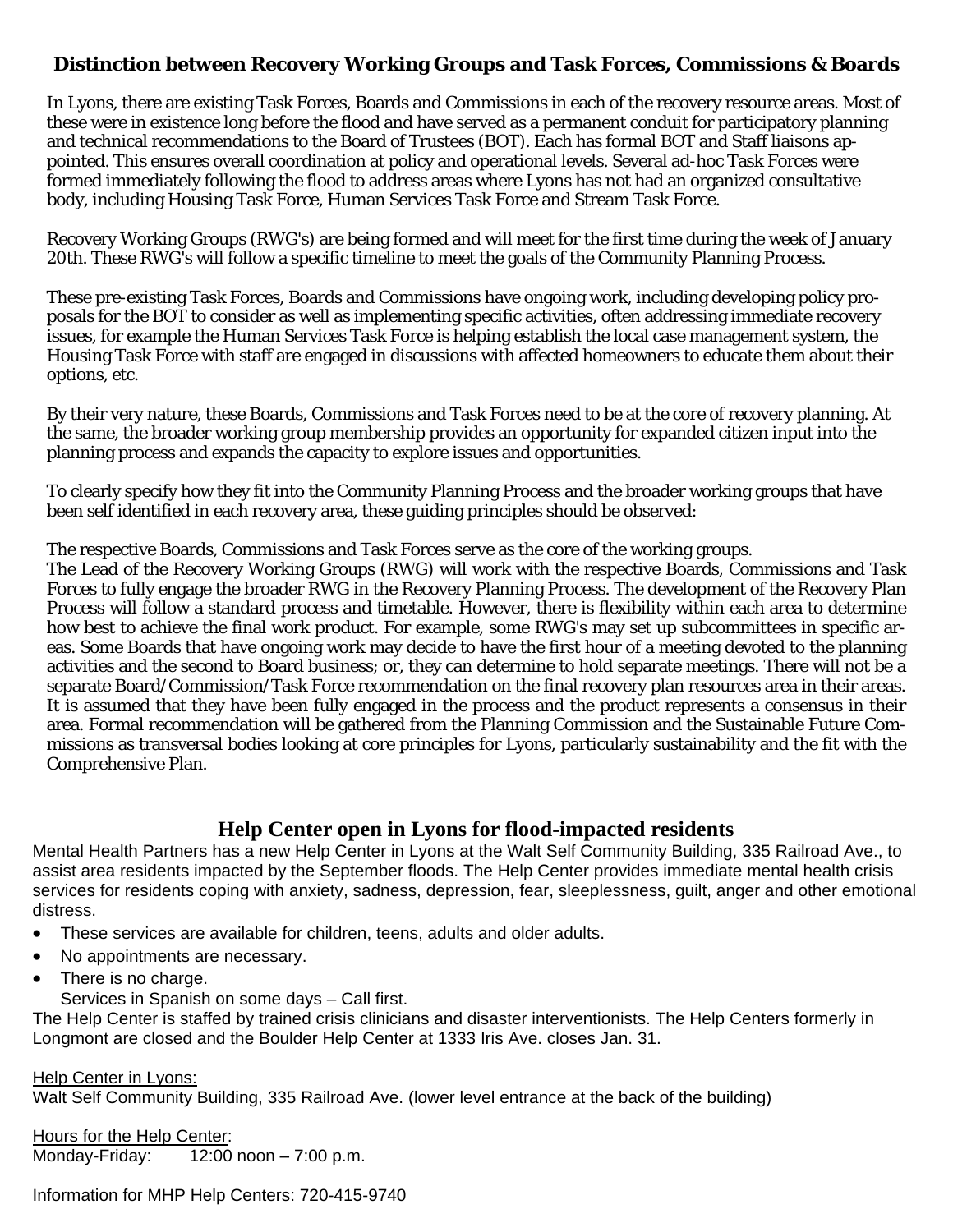## Distinction between Recovery Working Groups and Task Forces, Commissions & Boards

In Lyons, there are existing Task Forces, Boards and Commissions in each of the recovery resource areas. Most of these were in existence long before the flood and have served as a permanent conduit for participatory planning and technical recommendations to the Board of Trustees (BOT). Each has formal BOT and Staff liaisons appointed. This ensures overall coordination at policy and operational levels. Several ad-hoc Task Forces were formed immediately following the flood to address areas where Lyons has not had an organized consultative body, including Housing Task Force, Human Services Task Force and Stream Task Force.

Recovery Working Groups (RWG's) are being formed and will meet for the first time during the week of January 20th. These RWG's will follow a specific timeline to meet the goals of the Community Planning Process.

These pre-existing Task Forces, Boards and Commissions have ongoing work, including developing policy proposals for the BOT to consider as well as implementing specific activities, often addressing immediate recovery issues, for example the Human Services Task Force is helping establish the local case management system, the Housing Task Force with staff are engaged in discussions with affected homeowners to educate them about their options, etc.

By their very nature, these Boards, Commissions and Task Forces need to be at the core of recovery planning. At the same, the broader working group membership provides an opportunity for expanded citizen input into the planning process and expands the capacity to explore issues and opportunities.

To clearly specify how they fit into the Community Planning Process and the broader working groups that have been self identified in each recovery area, these guiding principles should be observed:

The respective Boards, Commissions and Task Forces serve as the core of the working groups.
The Lead of the Recovery Working Groups (RWG) will work with the respective Boards, Commissions and Task Forces to fully engage the broader RWG in the Recovery Planning Process. The development of the Recovery Plan Process will follow a standard process and timetable. However, there is flexibility within each area to determine how best to achieve the final work product. For example, some RWG's may set up subcommittees in specific areas. Some Boards that have ongoing work may decide to have the first hour of a meeting devoted to the planning activities and the second to Board business; or, they can determine to hold separate meetings. There will not be a separate Board/Commission/Task Force recommendation on the final recovery plan resources area in their areas. It is assumed that they have been fully engaged in the process and the product represents a consensus in their area. Formal recommendation will be gathered from the Planning Commission and the Sustainable Future Commissions as transversal bodies looking at core principles for Lyons, particularly sustainability and the fit with the Comprehensive Plan.

## Help Center open in Lyons for flood-impacted residents

Mental Health Partners has a new Help Center in Lyons at the Walt Self Community Building, 335 Railroad Ave., to assist area residents impacted by the September floods. The Help Center provides immediate mental health crisis services for residents coping with anxiety, sadness, depression, fear, sleeplessness, guilt, anger and other emotional distress.

- These services are available for children, teens, adults and older adults.
- No appointments are necessary.
- There is no charge.
  Services in Spanish on some days – Call first.

The Help Center is staffed by trained crisis clinicians and disaster interventionists. The Help Centers formerly in Longmont are closed and the Boulder Help Center at 1333 Iris Ave. closes Jan. 31.

Help Center in Lyons:
Walt Self Community Building, 335 Railroad Ave. (lower level entrance at the back of the building)

Hours for the Help Center:
Monday-Friday: 12:00 noon – 7:00 p.m.

Information for MHP Help Centers: 720-415-9740